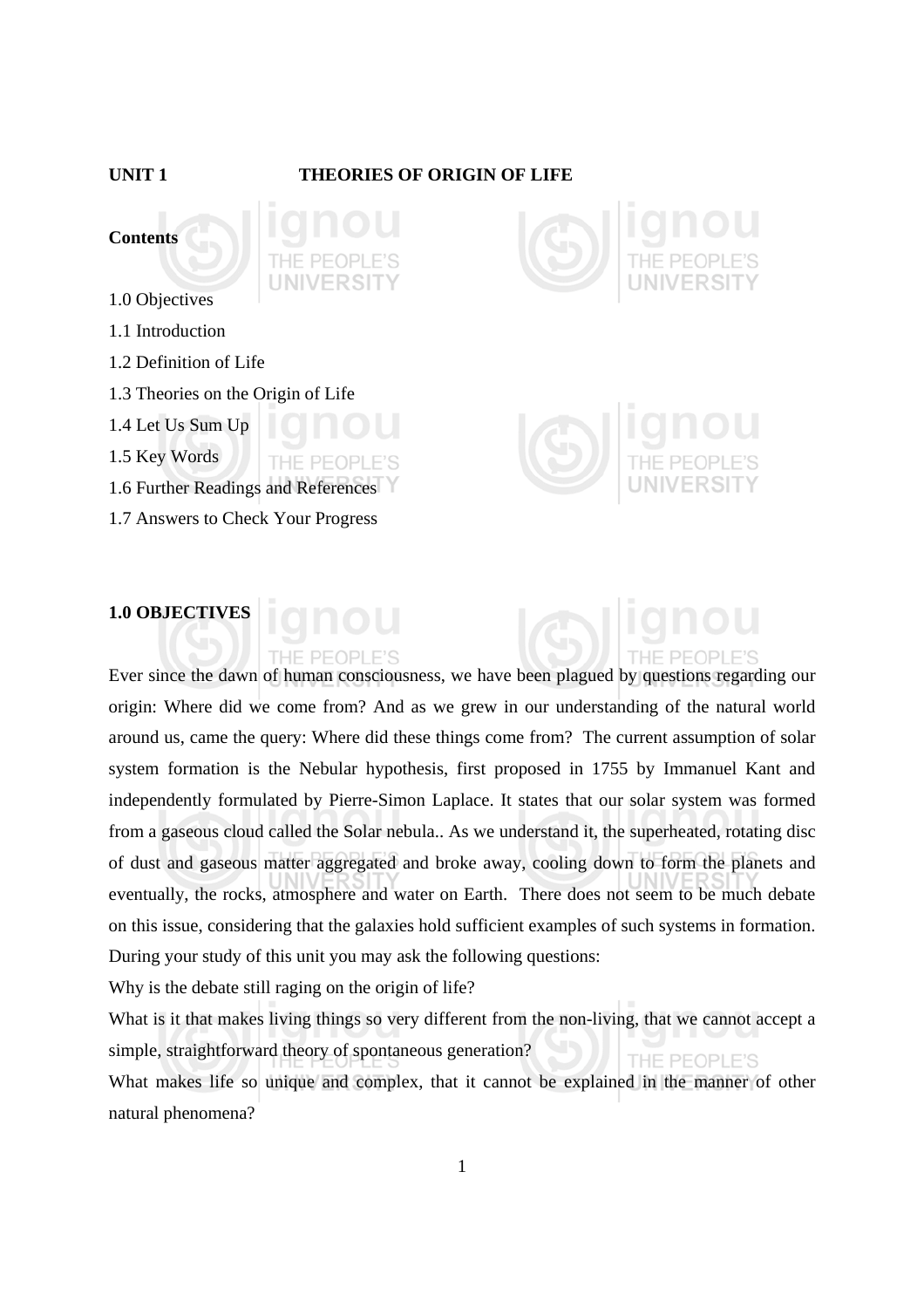# UNIT 1 THEORIES OF ORIGIN OF LIFE

**Contents**

1.0 Objectives

1.1 Introduction

1.2 Definition of Life

1.3 Theories on the Origin of Life

1.4 Let Us Sum Up

1.5 Key Words

1.6 Further Readings and References

1.7 Answers to Check Your Progress

## 1.0 OBJECTIVES

Ever since the dawn of human consciousness, we have been plagued by questions regarding our origin: Where did we come from? And as we grew in our understanding of the natural world around us, came the query: Where did these things come from? The current assumption of solar system formation is the Nebular hypothesis, first proposed in 1755 by Immanuel Kant and independently formulated by Pierre-Simon Laplace. It states that our solar system was formed from a gaseous cloud called the Solar nebula.. As we understand it, the superheated, rotating disc of dust and gaseous matter aggregated and broke away, cooling down to form the planets and eventually, the rocks, atmosphere and water on Earth. There does not seem to be much debate on this issue, considering that the galaxies hold sufficient examples of such systems in formation. During your study of this unit you may ask the following questions:

Why is the debate still raging on the origin of life?

What is it that makes living things so very different from the non-living, that we cannot accept a simple, straightforward theory of spontaneous generation?

What makes life so unique and complex, that it cannot be explained in the manner of other natural phenomena?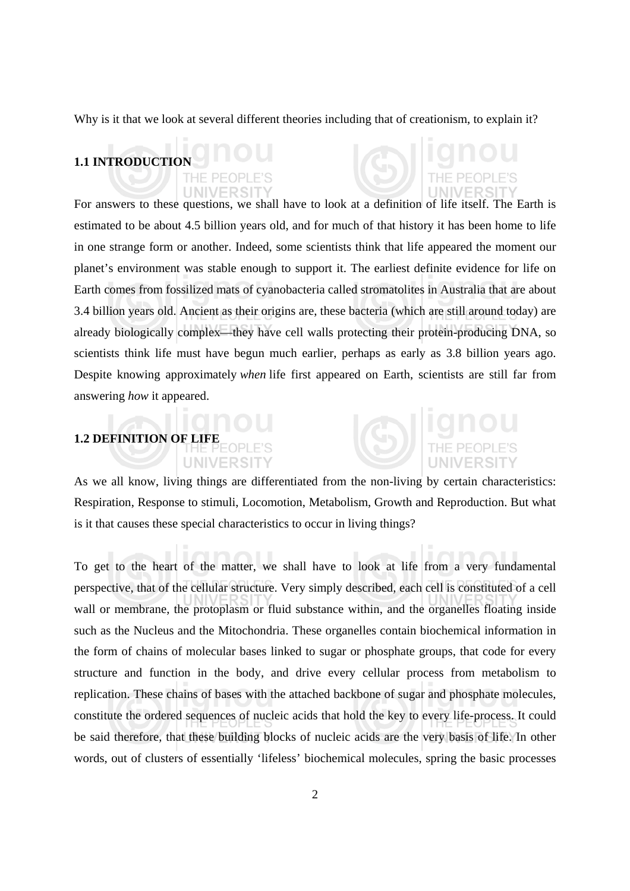Why is it that we look at several different theories including that of creationism, to explain it?

## 1.1 INTRODUCTION

For answers to these questions, we shall have to look at a definition of life itself. The Earth is estimated to be about 4.5 billion years old, and for much of that history it has been home to life in one strange form or another. Indeed, some scientists think that life appeared the moment our planet's environment was stable enough to support it. The earliest definite evidence for life on Earth comes from fossilized mats of cyanobacteria called stromatolites in Australia that are about 3.4 billion years old. Ancient as their origins are, these bacteria (which are still around today) are already biologically complex—they have cell walls protecting their protein-producing DNA, so scientists think life must have begun much earlier, perhaps as early as 3.8 billion years ago. Despite knowing approximately *when* life first appeared on Earth, scientists are still far from answering *how* it appeared.

## 1.2 DEFINITION OF LIFE

As we all know, living things are differentiated from the non-living by certain characteristics: Respiration, Response to stimuli, Locomotion, Metabolism, Growth and Reproduction. But what is it that causes these special characteristics to occur in living things?

To get to the heart of the matter, we shall have to look at life from a very fundamental perspective, that of the cellular structure. Very simply described, each cell is constituted of a cell wall or membrane, the protoplasm or fluid substance within, and the organelles floating inside such as the Nucleus and the Mitochondria. These organelles contain biochemical information in the form of chains of molecular bases linked to sugar or phosphate groups, that code for every structure and function in the body, and drive every cellular process from metabolism to replication. These chains of bases with the attached backbone of sugar and phosphate molecules, constitute the ordered sequences of nucleic acids that hold the key to every life-process. It could be said therefore, that these building blocks of nucleic acids are the very basis of life. In other words, out of clusters of essentially 'lifeless' biochemical molecules, spring the basic processes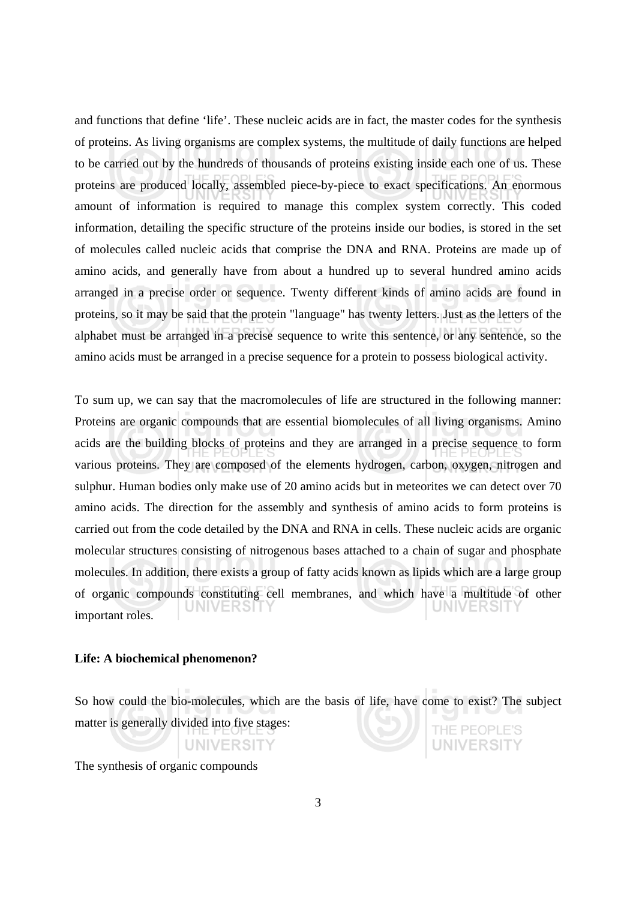and functions that define ‘life’. These nucleic acids are in fact, the master codes for the synthesis of proteins. As living organisms are complex systems, the multitude of daily functions are helped to be carried out by the hundreds of thousands of proteins existing inside each one of us. These proteins are produced locally, assembled piece-by-piece to exact specifications. An enormous amount of information is required to manage this complex system correctly. This coded information, detailing the specific structure of the proteins inside our bodies, is stored in the set of molecules called nucleic acids that comprise the DNA and RNA. Proteins are made up of amino acids, and generally have from about a hundred up to several hundred amino acids arranged in a precise order or sequence. Twenty different kinds of amino acids are found in proteins, so it may be said that the protein "language" has twenty letters. Just as the letters of the alphabet must be arranged in a precise sequence to write this sentence, or any sentence, so the amino acids must be arranged in a precise sequence for a protein to possess biological activity.

To sum up, we can say that the macromolecules of life are structured in the following manner: Proteins are organic compounds that are essential biomolecules of all living organisms. Amino acids are the building blocks of proteins and they are arranged in a precise sequence to form various proteins. They are composed of the elements hydrogen, carbon, oxygen, nitrogen and sulphur. Human bodies only make use of 20 amino acids but in meteorites we can detect over 70 amino acids. The direction for the assembly and synthesis of amino acids to form proteins is carried out from the code detailed by the DNA and RNA in cells. These nucleic acids are organic molecular structures consisting of nitrogenous bases attached to a chain of sugar and phosphate molecules. In addition, there exists a group of fatty acids known as lipids which are a large group of organic compounds constituting cell membranes, and which have a multitude of other important roles.

**Life: A biochemical phenomenon?**

So how could the bio-molecules, which are the basis of life, have come to exist? The subject matter is generally divided into five stages:

The synthesis of organic compounds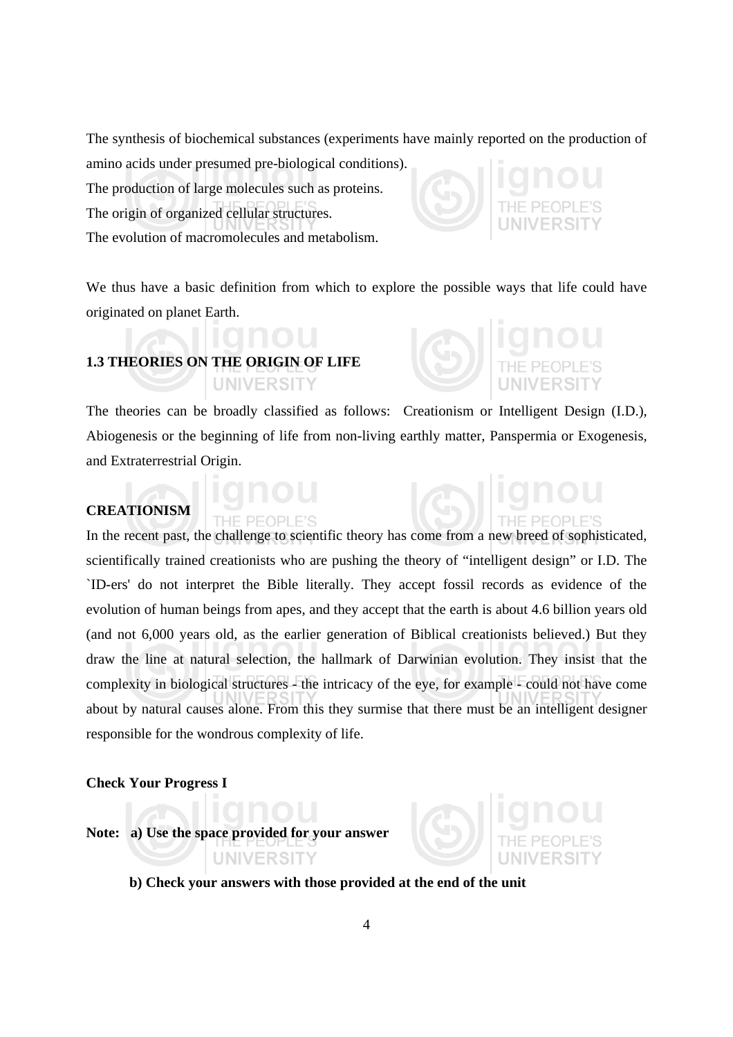The synthesis of biochemical substances (experiments have mainly reported on the production of amino acids under presumed pre-biological conditions).

The production of large molecules such as proteins.

The origin of organized cellular structures.

The evolution of macromolecules and metabolism.

We thus have a basic definition from which to explore the possible ways that life could have originated on planet Earth.

## 1.3 THEORIES ON THE ORIGIN OF LIFE

The theories can be broadly classified as follows: Creationism or Intelligent Design (I.D.), Abiogenesis or the beginning of life from non-living earthly matter, Panspermia or Exogenesis, and Extraterrestrial Origin.

**CREATIONISM**

In the recent past, the challenge to scientific theory has come from a new breed of sophisticated, scientifically trained creationists who are pushing the theory of "intelligent design" or I.D. The `ID-ers' do not interpret the Bible literally. They accept fossil records as evidence of the evolution of human beings from apes, and they accept that the earth is about 4.6 billion years old (and not 6,000 years old, as the earlier generation of Biblical creationists believed.) But they draw the line at natural selection, the hallmark of Darwinian evolution. They insist that the complexity in biological structures - the intricacy of the eye, for example - could not have come about by natural causes alone. From this they surmise that there must be an intelligent designer responsible for the wondrous complexity of life.

**Check Your Progress I**

**Note: a) Use the space provided for your answer**

**b) Check your answers with those provided at the end of the unit**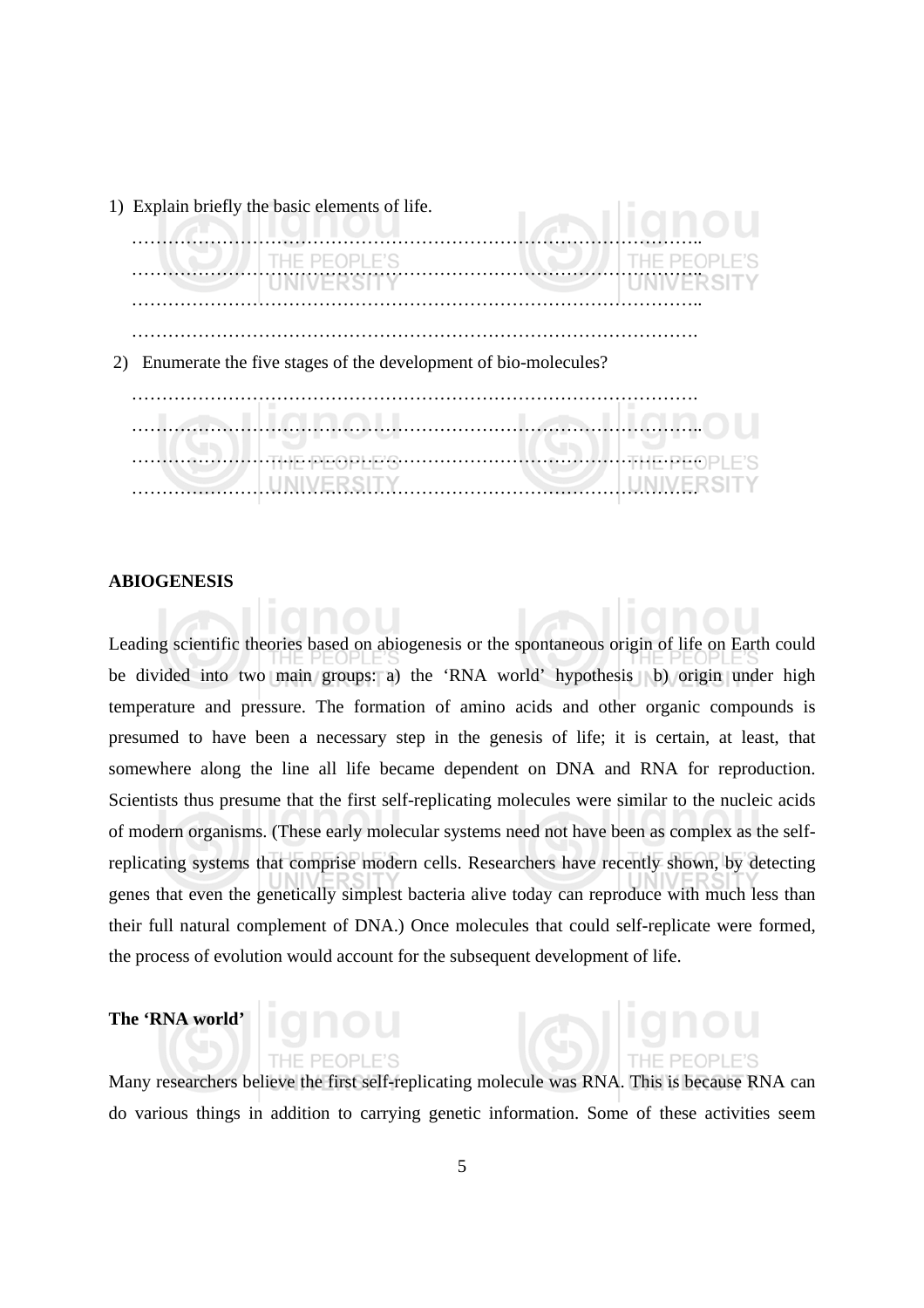1) Explain briefly the basic elements of life.

……………………………………………………………………………………..

……………………………………………………………………………………..

……………………………………………………………………………………..

…………………………………………………………………………………….

2) Enumerate the five stages of the development of bio-molecules?

…………………………………………………………………………………….

……………………………………………………………………………………..

……………………………………………………………………………………..

…………………………………………………………………………………….

**ABIOGENESIS**

Leading scientific theories based on abiogenesis or the spontaneous origin of life on Earth could be divided into two main groups: a) the 'RNA world' hypothesis b) origin under high temperature and pressure. The formation of amino acids and other organic compounds is presumed to have been a necessary step in the genesis of life; it is certain, at least, that somewhere along the line all life became dependent on DNA and RNA for reproduction. Scientists thus presume that the first self-replicating molecules were similar to the nucleic acids of modern organisms. (These early molecular systems need not have been as complex as the self-replicating systems that comprise modern cells. Researchers have recently shown, by detecting genes that even the genetically simplest bacteria alive today can reproduce with much less than their full natural complement of DNA.) Once molecules that could self-replicate were formed, the process of evolution would account for the subsequent development of life.

**The 'RNA world'**

Many researchers believe the first self-replicating molecule was RNA. This is because RNA can do various things in addition to carrying genetic information. Some of these activities seem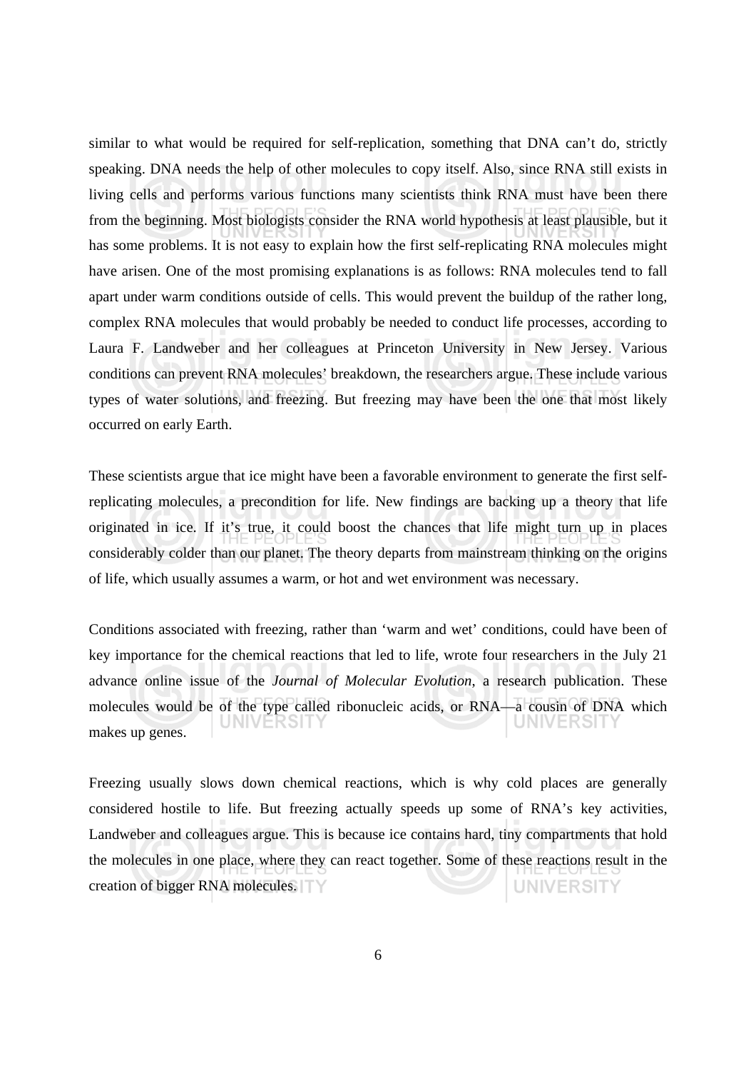similar to what would be required for self-replication, something that DNA can't do, strictly speaking. DNA needs the help of other molecules to copy itself. Also, since RNA still exists in living cells and performs various functions many scientists think RNA must have been there from the beginning. Most biologists consider the RNA world hypothesis at least plausible, but it has some problems. It is not easy to explain how the first self-replicating RNA molecules might have arisen. One of the most promising explanations is as follows: RNA molecules tend to fall apart under warm conditions outside of cells. This would prevent the buildup of the rather long, complex RNA molecules that would probably be needed to conduct life processes, according to Laura F. Landweber and her colleagues at Princeton University in New Jersey. Various conditions can prevent RNA molecules' breakdown, the researchers argue. These include various types of water solutions, and freezing. But freezing may have been the one that most likely occurred on early Earth.

These scientists argue that ice might have been a favorable environment to generate the first self-replicating molecules, a precondition for life. New findings are backing up a theory that life originated in ice. If it's true, it could boost the chances that life might turn up in places considerably colder than our planet. The theory departs from mainstream thinking on the origins of life, which usually assumes a warm, or hot and wet environment was necessary.

Conditions associated with freezing, rather than 'warm and wet' conditions, could have been of key importance for the chemical reactions that led to life, wrote four researchers in the July 21 advance online issue of the *Journal of Molecular Evolution*, a research publication. These molecules would be of the type called ribonucleic acids, or RNA—a cousin of DNA which makes up genes.

Freezing usually slows down chemical reactions, which is why cold places are generally considered hostile to life. But freezing actually speeds up some of RNA's key activities, Landweber and colleagues argue. This is because ice contains hard, tiny compartments that hold the molecules in one place, where they can react together. Some of these reactions result in the creation of bigger RNA molecules.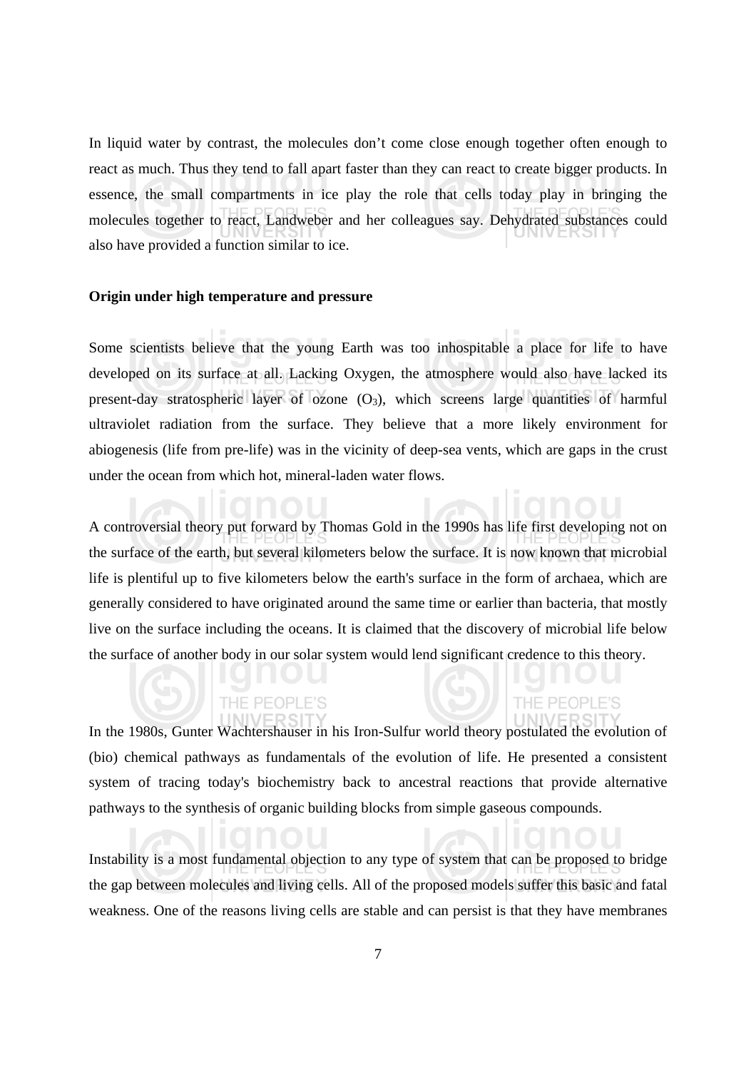In liquid water by contrast, the molecules don't come close enough together often enough to react as much. Thus they tend to fall apart faster than they can react to create bigger products. In essence, the small compartments in ice play the role that cells today play in bringing the molecules together to react, Landweber and her colleagues say. Dehydrated substances could also have provided a function similar to ice.

**Origin under high temperature and pressure**

Some scientists believe that the young Earth was too inhospitable a place for life to have developed on its surface at all. Lacking Oxygen, the atmosphere would also have lacked its present-day stratospheric layer of ozone ($O_3$), which screens large quantities of harmful ultraviolet radiation from the surface. They believe that a more likely environment for abiogenesis (life from pre-life) was in the vicinity of deep-sea vents, which are gaps in the crust under the ocean from which hot, mineral-laden water flows.

A controversial theory put forward by Thomas Gold in the 1990s has life first developing not on the surface of the earth, but several kilometers below the surface. It is now known that microbial life is plentiful up to five kilometers below the earth's surface in the form of archaea, which are generally considered to have originated around the same time or earlier than bacteria, that mostly live on the surface including the oceans. It is claimed that the discovery of microbial life below the surface of another body in our solar system would lend significant credence to this theory.

In the 1980s, Gunter Wachtershauser in his Iron-Sulfur world theory postulated the evolution of (bio) chemical pathways as fundamentals of the evolution of life. He presented a consistent system of tracing today's biochemistry back to ancestral reactions that provide alternative pathways to the synthesis of organic building blocks from simple gaseous compounds.

Instability is a most fundamental objection to any type of system that can be proposed to bridge the gap between molecules and living cells. All of the proposed models suffer this basic and fatal weakness. One of the reasons living cells are stable and can persist is that they have membranes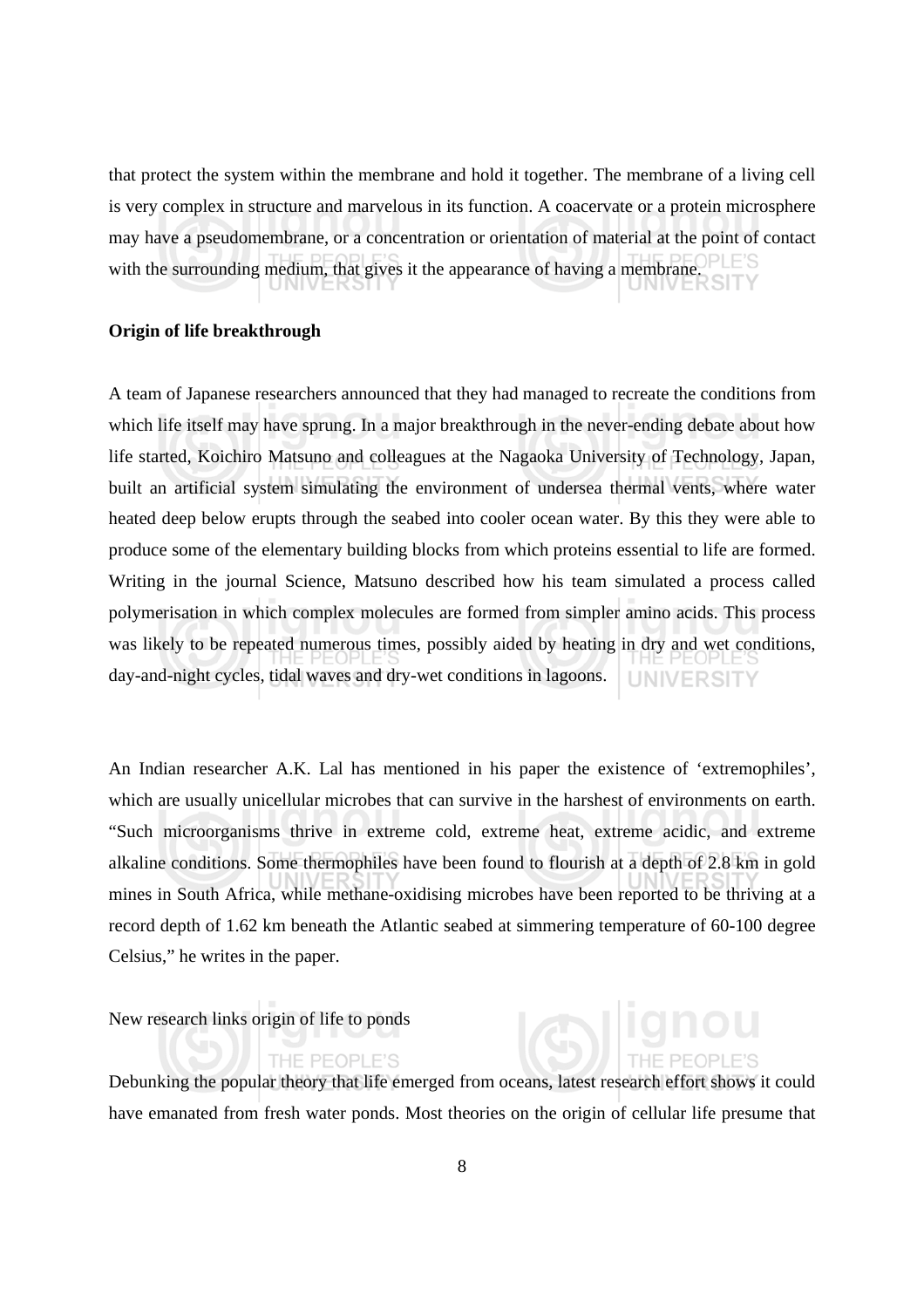that protect the system within the membrane and hold it together. The membrane of a living cell is very complex in structure and marvelous in its function. A coacervate or a protein microsphere may have a pseudomembrane, or a concentration or orientation of material at the point of contact with the surrounding medium, that gives it the appearance of having a membrane.

**Origin of life breakthrough**

A team of Japanese researchers announced that they had managed to recreate the conditions from which life itself may have sprung. In a major breakthrough in the never-ending debate about how life started, Koichiro Matsuno and colleagues at the Nagaoka University of Technology, Japan, built an artificial system simulating the environment of undersea thermal vents, where water heated deep below erupts through the seabed into cooler ocean water. By this they were able to produce some of the elementary building blocks from which proteins essential to life are formed. Writing in the journal Science, Matsuno described how his team simulated a process called polymerisation in which complex molecules are formed from simpler amino acids. This process was likely to be repeated numerous times, possibly aided by heating in dry and wet conditions, day-and-night cycles, tidal waves and dry-wet conditions in lagoons.

An Indian researcher A.K. Lal has mentioned in his paper the existence of 'extremophiles', which are usually unicellular microbes that can survive in the harshest of environments on earth. "Such microorganisms thrive in extreme cold, extreme heat, extreme acidic, and extreme alkaline conditions. Some thermophiles have been found to flourish at a depth of 2.8 km in gold mines in South Africa, while methane-oxidising microbes have been reported to be thriving at a record depth of 1.62 km beneath the Atlantic seabed at simmering temperature of 60-100 degree Celsius," he writes in the paper.

New research links origin of life to ponds

Debunking the popular theory that life emerged from oceans, latest research effort shows it could have emanated from fresh water ponds. Most theories on the origin of cellular life presume that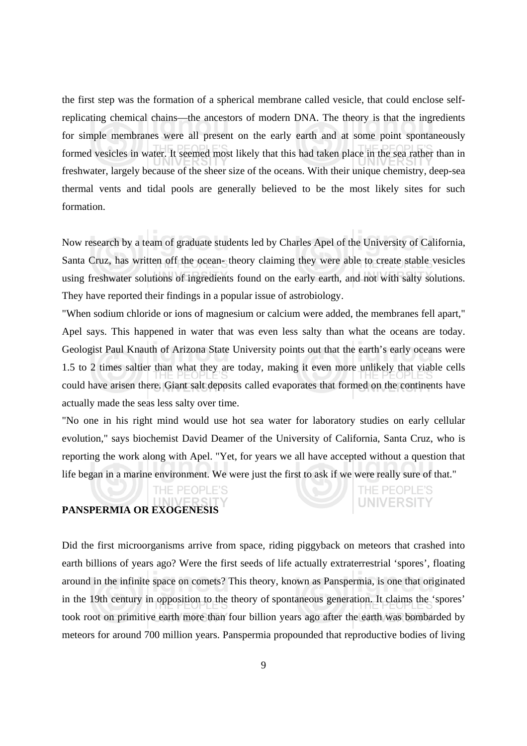the first step was the formation of a spherical membrane called vesicle, that could enclose self-replicating chemical chains—the ancestors of modern DNA. The theory is that the ingredients for simple membranes were all present on the early earth and at some point spontaneously formed vesicles in water. It seemed most likely that this had taken place in the sea rather than in freshwater, largely because of the sheer size of the oceans. With their unique chemistry, deep-sea thermal vents and tidal pools are generally believed to be the most likely sites for such formation.

Now research by a team of graduate students led by Charles Apel of the University of California, Santa Cruz, has written off the ocean- theory claiming they were able to create stable vesicles using freshwater solutions of ingredients found on the early earth, and not with salty solutions. They have reported their findings in a popular issue of astrobiology.

"When sodium chloride or ions of magnesium or calcium were added, the membranes fell apart," Apel says. This happened in water that was even less salty than what the oceans are today. Geologist Paul Knauth of Arizona State University points out that the earth's early oceans were 1.5 to 2 times saltier than what they are today, making it even more unlikely that viable cells could have arisen there. Giant salt deposits called evaporates that formed on the continents have actually made the seas less salty over time.

"No one in his right mind would use hot sea water for laboratory studies on early cellular evolution," says biochemist David Deamer of the University of California, Santa Cruz, who is reporting the work along with Apel. "Yet, for years we all have accepted without a question that life began in a marine environment. We were just the first to ask if we were really sure of that."

**PANSPERMIA OR EXOGENESIS**

Did the first microorganisms arrive from space, riding piggyback on meteors that crashed into earth billions of years ago? Were the first seeds of life actually extraterrestrial 'spores', floating around in the infinite space on comets? This theory, known as Panspermia, is one that originated in the 19th century in opposition to the theory of spontaneous generation. It claims the 'spores' took root on primitive earth more than four billion years ago after the earth was bombarded by meteors for around 700 million years. Panspermia propounded that reproductive bodies of living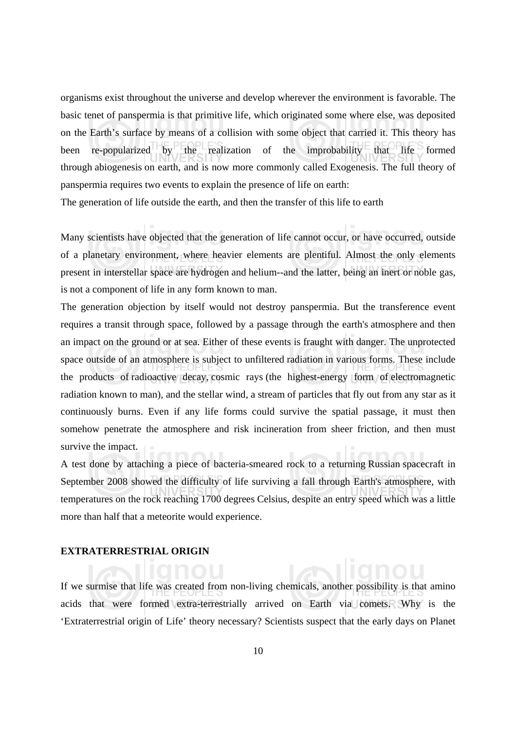organisms exist throughout the universe and develop wherever the environment is favorable. The basic tenet of panspermia is that primitive life, which originated some where else, was deposited on the Earth's surface by means of a collision with some object that carried it. This theory has been re-popularized by the realization of the improbability that life formed through abiogenesis on earth, and is now more commonly called Exogenesis. The full theory of panspermia requires two events to explain the presence of life on earth:

The generation of life outside the earth, and then the transfer of this life to earth

Many scientists have objected that the generation of life cannot occur, or have occurred, outside of a planetary environment, where heavier elements are plentiful. Almost the only elements present in interstellar space are hydrogen and helium--and the latter, being an inert or noble gas, is not a component of life in any form known to man.

The generation objection by itself would not destroy panspermia. But the transference event requires a transit through space, followed by a passage through the earth's atmosphere and then an impact on the ground or at sea. Either of these events is fraught with danger. The unprotected space outside of an atmosphere is subject to unfiltered radiation in various forms. These include the products of radioactive decay, cosmic rays (the highest-energy form of electromagnetic radiation known to man), and the stellar wind, a stream of particles that fly out from any star as it continuously burns. Even if any life forms could survive the spatial passage, it must then somehow penetrate the atmosphere and risk incineration from sheer friction, and then must survive the impact.

A test done by attaching a piece of bacteria-smeared rock to a returning Russian spacecraft in September 2008 showed the difficulty of life surviving a fall through Earth's atmosphere, with temperatures on the rock reaching 1700 degrees Celsius, despite an entry speed which was a little more than half that a meteorite would experience.

**EXTRATERRESTRIAL ORIGIN**

If we surmise that life was created from non-living chemicals, another possibility is that amino acids that were formed extra-terrestrially arrived on Earth via comets. Why is the 'Extraterrestrial origin of Life' theory necessary? Scientists suspect that the early days on Planet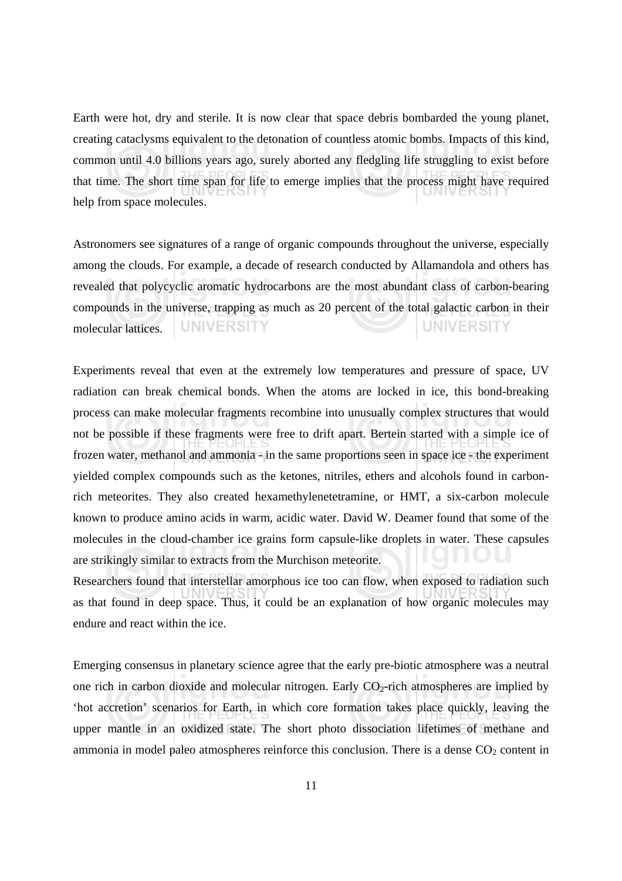Earth were hot, dry and sterile. It is now clear that space debris bombarded the young planet, creating cataclysms equivalent to the detonation of countless atomic bombs. Impacts of this kind, common until 4.0 billions years ago, surely aborted any fledgling life struggling to exist before that time. The short time span for life to emerge implies that the process might have required help from space molecules.

Astronomers see signatures of a range of organic compounds throughout the universe, especially among the clouds. For example, a decade of research conducted by Allamandola and others has revealed that polycyclic aromatic hydrocarbons are the most abundant class of carbon-bearing compounds in the universe, trapping as much as 20 percent of the total galactic carbon in their molecular lattices.

Experiments reveal that even at the extremely low temperatures and pressure of space, UV radiation can break chemical bonds. When the atoms are locked in ice, this bond-breaking process can make molecular fragments recombine into unusually complex structures that would not be possible if these fragments were free to drift apart. Bertein started with a simple ice of frozen water, methanol and ammonia - in the same proportions seen in space ice - the experiment yielded complex compounds such as the ketones, nitriles, ethers and alcohols found in carbon-rich meteorites. They also created hexamethylenetetramine, or HMT, a six-carbon molecule known to produce amino acids in warm, acidic water. David W. Deamer found that some of the molecules in the cloud-chamber ice grains form capsule-like droplets in water. These capsules are strikingly similar to extracts from the Murchison meteorite.

Researchers found that interstellar amorphous ice too can flow, when exposed to radiation such as that found in deep space. Thus, it could be an explanation of how organic molecules may endure and react within the ice.

Emerging consensus in planetary science agree that the early pre-biotic atmosphere was a neutral one rich in carbon dioxide and molecular nitrogen. Early $CO_2$-rich atmospheres are implied by 'hot accretion' scenarios for Earth, in which core formation takes place quickly, leaving the upper mantle in an oxidized state. The short photo dissociation lifetimes of methane and ammonia in model paleo atmospheres reinforce this conclusion. There is a dense $CO_2$ content in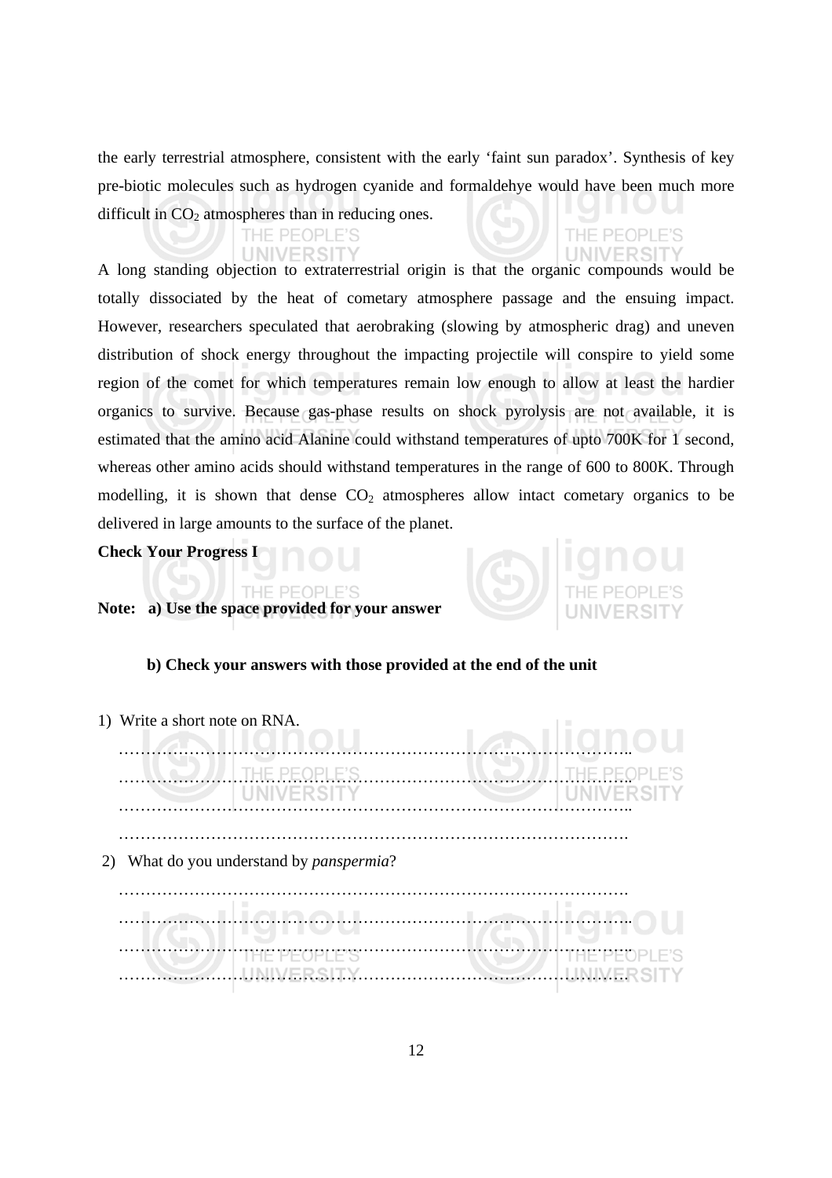the early terrestrial atmosphere, consistent with the early 'faint sun paradox'. Synthesis of key pre-biotic molecules such as hydrogen cyanide and formaldehye would have been much more difficult in $CO_2$ atmospheres than in reducing ones.

A long standing objection to extraterrestrial origin is that the organic compounds would be totally dissociated by the heat of cometary atmosphere passage and the ensuing impact. However, researchers speculated that aerobraking (slowing by atmospheric drag) and uneven distribution of shock energy throughout the impacting projectile will conspire to yield some region of the comet for which temperatures remain low enough to allow at least the hardier organics to survive. Because gas-phase results on shock pyrolysis are not available, it is estimated that the amino acid Alanine could withstand temperatures of upto 700K for 1 second, whereas other amino acids should withstand temperatures in the range of 600 to 800K. Through modelling, it is shown that dense $CO_2$ atmospheres allow intact cometary organics to be delivered in large amounts to the surface of the planet.

**Check Your Progress I**

**Note: a) Use the space provided for your answer**

**b) Check your answers with those provided at the end of the unit**

1) Write a short note on RNA.

……………………………………………………………………………………..
……………………………………………………………………………………..
……………………………………………………………………………………..
……………………………………………………………………………………

2) What do you understand by *panspermia*?

……………………………………………………………………………………
……………………………………………………………………………………..
……………………………………………………………………………………..
……………………………………………………………………………………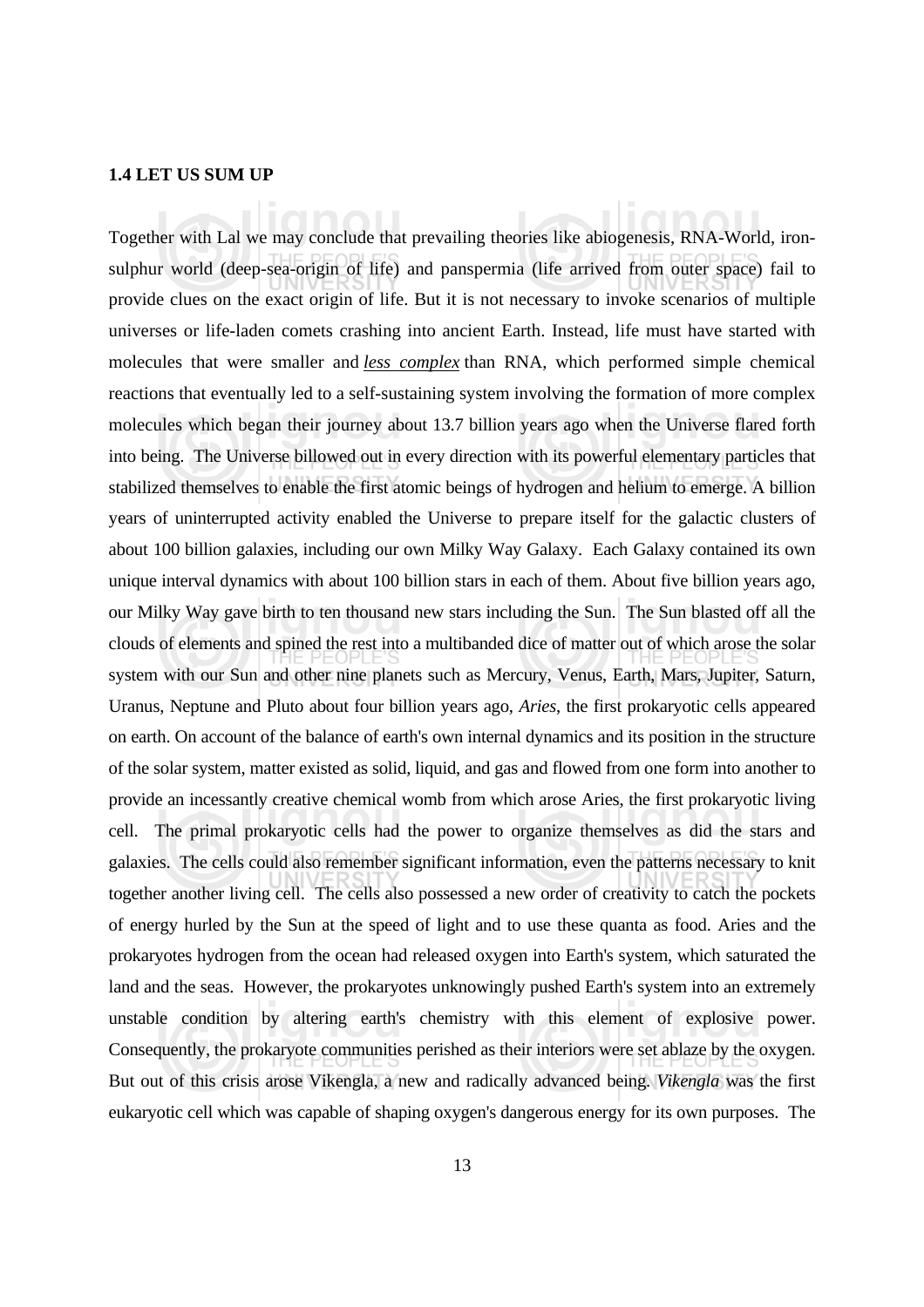**1.4 LET US SUM UP**

Together with Lal we may conclude that prevailing theories like abiogenesis, RNA-World, iron-sulphur world (deep-sea-origin of life) and panspermia (life arrived from outer space) fail to provide clues on the exact origin of life. But it is not necessary to invoke scenarios of multiple universes or life-laden comets crashing into ancient Earth. Instead, life must have started with molecules that were smaller and *less complex* than RNA, which performed simple chemical reactions that eventually led to a self-sustaining system involving the formation of more complex molecules which began their journey about 13.7 billion years ago when the Universe flared forth into being. The Universe billowed out in every direction with its powerful elementary particles that stabilized themselves to enable the first atomic beings of hydrogen and helium to emerge. A billion years of uninterrupted activity enabled the Universe to prepare itself for the galactic clusters of about 100 billion galaxies, including our own Milky Way Galaxy. Each Galaxy contained its own unique interval dynamics with about 100 billion stars in each of them. About five billion years ago, our Milky Way gave birth to ten thousand new stars including the Sun. The Sun blasted off all the clouds of elements and spined the rest into a multibanded dice of matter out of which arose the solar system with our Sun and other nine planets such as Mercury, Venus, Earth, Mars, Jupiter, Saturn, Uranus, Neptune and Pluto about four billion years ago, *Aries*, the first prokaryotic cells appeared on earth. On account of the balance of earth's own internal dynamics and its position in the structure of the solar system, matter existed as solid, liquid, and gas and flowed from one form into another to provide an incessantly creative chemical womb from which arose Aries, the first prokaryotic living cell. The primal prokaryotic cells had the power to organize themselves as did the stars and galaxies. The cells could also remember significant information, even the patterns necessary to knit together another living cell. The cells also possessed a new order of creativity to catch the pockets of energy hurled by the Sun at the speed of light and to use these quanta as food. Aries and the prokaryotes hydrogen from the ocean had released oxygen into Earth's system, which saturated the land and the seas. However, the prokaryotes unknowingly pushed Earth's system into an extremely unstable condition by altering earth's chemistry with this element of explosive power. Consequently, the prokaryote communities perished as their interiors were set ablaze by the oxygen. But out of this crisis arose Vikengla, a new and radically advanced being. *Vikengla* was the first eukaryotic cell which was capable of shaping oxygen's dangerous energy for its own purposes. The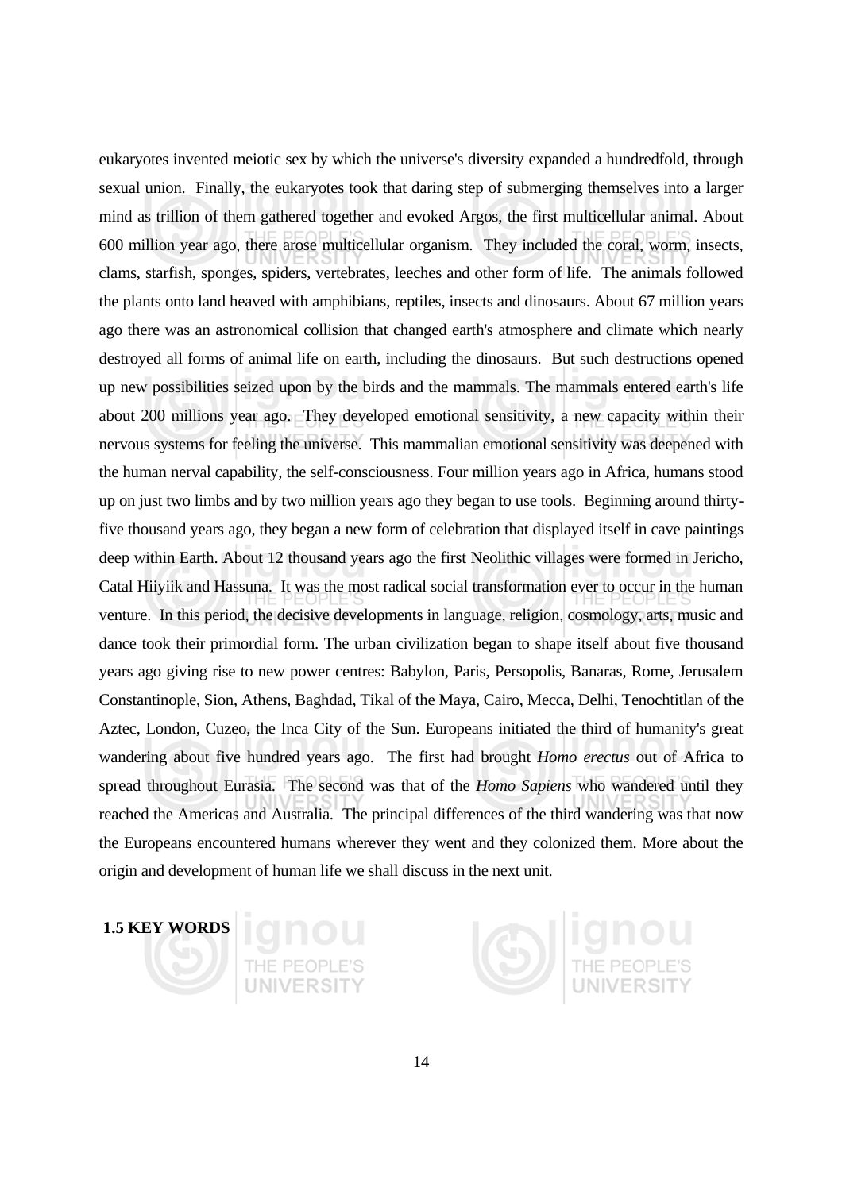eukaryotes invented meiotic sex by which the universe's diversity expanded a hundredfold, through sexual union. Finally, the eukaryotes took that daring step of submerging themselves into a larger mind as trillion of them gathered together and evoked Argos, the first multicellular animal. About 600 million year ago, there arose multicellular organism. They included the coral, worm, insects, clams, starfish, sponges, spiders, vertebrates, leeches and other form of life. The animals followed the plants onto land heaved with amphibians, reptiles, insects and dinosaurs. About 67 million years ago there was an astronomical collision that changed earth's atmosphere and climate which nearly destroyed all forms of animal life on earth, including the dinosaurs. But such destructions opened up new possibilities seized upon by the birds and the mammals. The mammals entered earth's life about 200 millions year ago. They developed emotional sensitivity, a new capacity within their nervous systems for feeling the universe. This mammalian emotional sensitivity was deepened with the human nerval capability, the self-consciousness. Four million years ago in Africa, humans stood up on just two limbs and by two million years ago they began to use tools. Beginning around thirty-five thousand years ago, they began a new form of celebration that displayed itself in cave paintings deep within Earth. About 12 thousand years ago the first Neolithic villages were formed in Jericho, Catal Hiiyiik and Hassuna. It was the most radical social transformation ever to occur in the human venture. In this period, the decisive developments in language, religion, cosmology, arts, music and dance took their primordial form. The urban civilization began to shape itself about five thousand years ago giving rise to new power centres: Babylon, Paris, Persopolis, Banaras, Rome, Jerusalem Constantinople, Sion, Athens, Baghdad, Tikal of the Maya, Cairo, Mecca, Delhi, Tenochtitlan of the Aztec, London, Cuzeo, the Inca City of the Sun. Europeans initiated the third of humanity's great wandering about five hundred years ago. The first had brought *Homo erectus* out of Africa to spread throughout Eurasia. The second was that of the *Homo Sapiens* who wandered until they reached the Americas and Australia. The principal differences of the third wandering was that now the Europeans encountered humans wherever they went and they colonized them. More about the origin and development of human life we shall discuss in the next unit.

## 1.5 KEY WORDS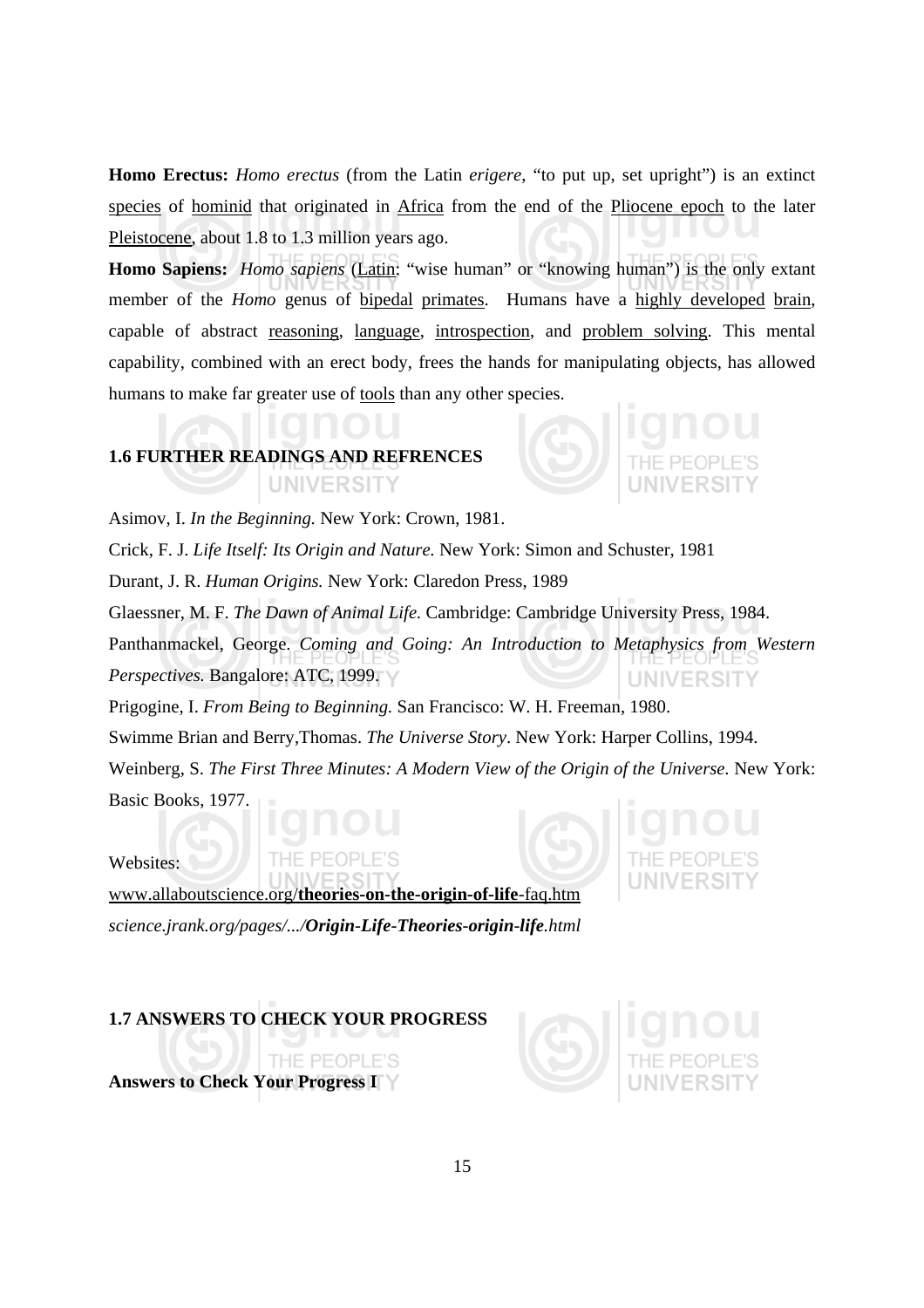**Homo Erectus:** *Homo erectus* (from the Latin *erigere*, "to put up, set upright") is an extinct species of hominid that originated in Africa from the end of the Pliocene epoch to the later Pleistocene, about 1.8 to 1.3 million years ago.

**Homo Sapiens:** *Homo sapiens* (Latin: "wise human" or "knowing human") is the only extant member of the *Homo* genus of bipedal primates. Humans have a highly developed brain, capable of abstract reasoning, language, introspection, and problem solving. This mental capability, combined with an erect body, frees the hands for manipulating objects, has allowed humans to make far greater use of tools than any other species.

## 1.6 FURTHER READINGS AND REFRENCES

Asimov, I. *In the Beginning.* New York: Crown, 1981.

Crick, F. J. *Life Itself: Its Origin and Nature.* New York: Simon and Schuster, 1981

Durant, J. R. *Human Origins.* New York: Claredon Press, 1989

Glaessner, M. F. *The Dawn of Animal Life.* Cambridge: Cambridge University Press, 1984.

Panthanmackel, George. *Coming and Going: An Introduction to Metaphysics from Western Perspectives.* Bangalore: ATC, 1999.

Prigogine, I. *From Being to Beginning.* San Francisco: W. H. Freeman, 1980.

Swimme Brian and Berry,Thomas. *The Universe Story*. New York: Harper Collins, 1994.

Weinberg, S. *The First Three Minutes: A Modern View of the Origin of the Universe.* New York: Basic Books, 1977.

Websites:

www.allaboutscience.org/**theories-on-the-origin-of-life**-faq.htm

*science.jrank.org/pages/.../**Origin-Life-Theories-origin-life**.html*

## 1.7 ANSWERS TO CHECK YOUR PROGRESS

**Answers to Check Your Progress I**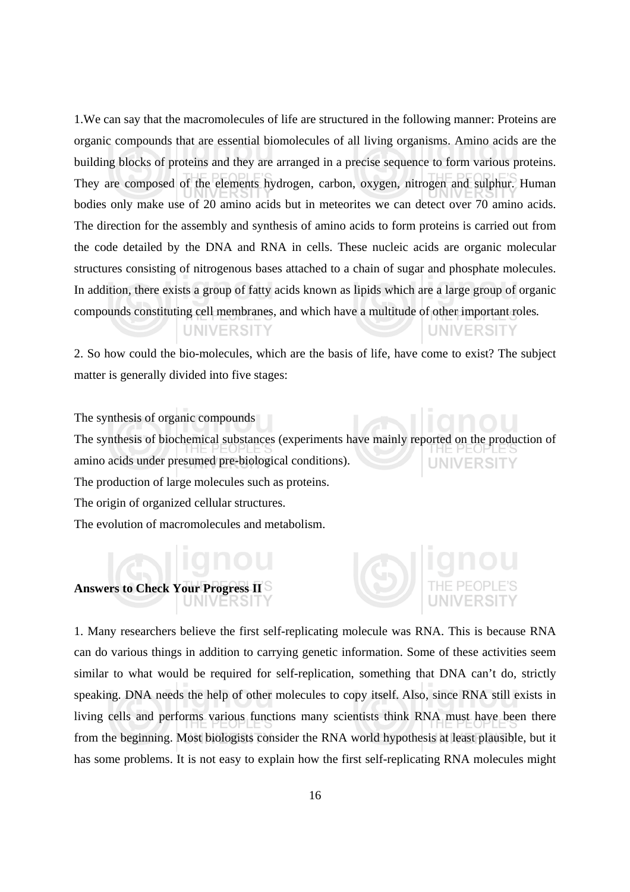1.We can say that the macromolecules of life are structured in the following manner: Proteins are organic compounds that are essential biomolecules of all living organisms. Amino acids are the building blocks of proteins and they are arranged in a precise sequence to form various proteins. They are composed of the elements hydrogen, carbon, oxygen, nitrogen and sulphur. Human bodies only make use of 20 amino acids but in meteorites we can detect over 70 amino acids. The direction for the assembly and synthesis of amino acids to form proteins is carried out from the code detailed by the DNA and RNA in cells. These nucleic acids are organic molecular structures consisting of nitrogenous bases attached to a chain of sugar and phosphate molecules. In addition, there exists a group of fatty acids known as lipids which are a large group of organic compounds constituting cell membranes, and which have a multitude of other important roles.

2. So how could the bio-molecules, which are the basis of life, have come to exist? The subject matter is generally divided into five stages:

The synthesis of organic compounds

The synthesis of biochemical substances (experiments have mainly reported on the production of amino acids under presumed pre-biological conditions).

The production of large molecules such as proteins.

The origin of organized cellular structures.

The evolution of macromolecules and metabolism.

**Answers to Check Your Progress II**

1. Many researchers believe the first self-replicating molecule was RNA. This is because RNA can do various things in addition to carrying genetic information. Some of these activities seem similar to what would be required for self-replication, something that DNA can't do, strictly speaking. DNA needs the help of other molecules to copy itself. Also, since RNA still exists in living cells and performs various functions many scientists think RNA must have been there from the beginning. Most biologists consider the RNA world hypothesis at least plausible, but it has some problems. It is not easy to explain how the first self-replicating RNA molecules might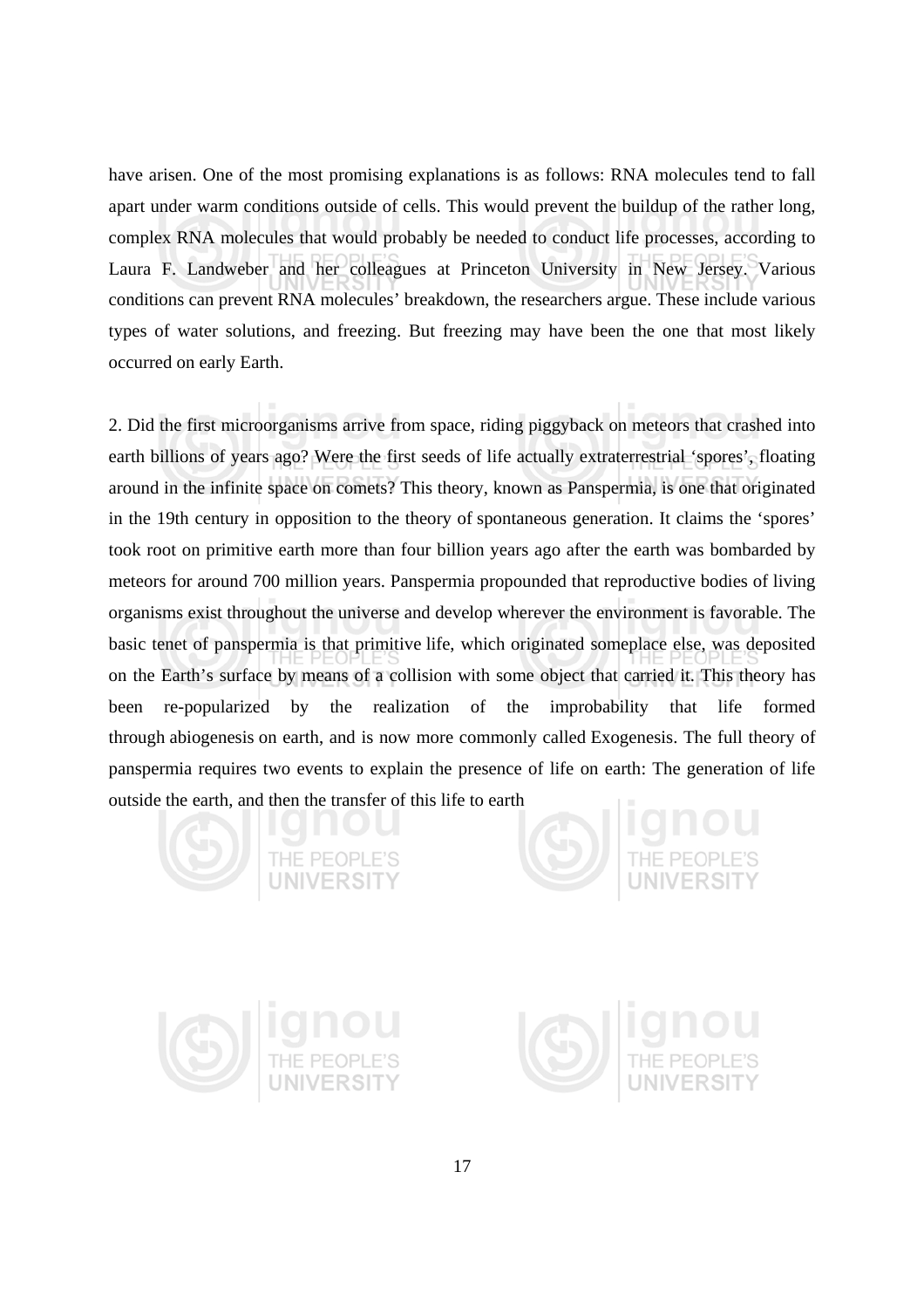have arisen. One of the most promising explanations is as follows: RNA molecules tend to fall apart under warm conditions outside of cells. This would prevent the buildup of the rather long, complex RNA molecules that would probably be needed to conduct life processes, according to Laura F. Landweber and her colleagues at Princeton University in New Jersey. Various conditions can prevent RNA molecules' breakdown, the researchers argue. These include various types of water solutions, and freezing. But freezing may have been the one that most likely occurred on early Earth.

2. Did the first microorganisms arrive from space, riding piggyback on meteors that crashed into earth billions of years ago? Were the first seeds of life actually extraterrestrial 'spores', floating around in the infinite space on comets? This theory, known as Panspermia, is one that originated in the 19th century in opposition to the theory of spontaneous generation. It claims the 'spores' took root on primitive earth more than four billion years ago after the earth was bombarded by meteors for around 700 million years. Panspermia propounded that reproductive bodies of living organisms exist throughout the universe and develop wherever the environment is favorable. The basic tenet of panspermia is that primitive life, which originated someplace else, was deposited on the Earth's surface by means of a collision with some object that carried it. This theory has been re-popularized by the realization of the improbability that life formed through abiogenesis on earth, and is now more commonly called Exogenesis. The full theory of panspermia requires two events to explain the presence of life on earth: The generation of life outside the earth, and then the transfer of this life to earth